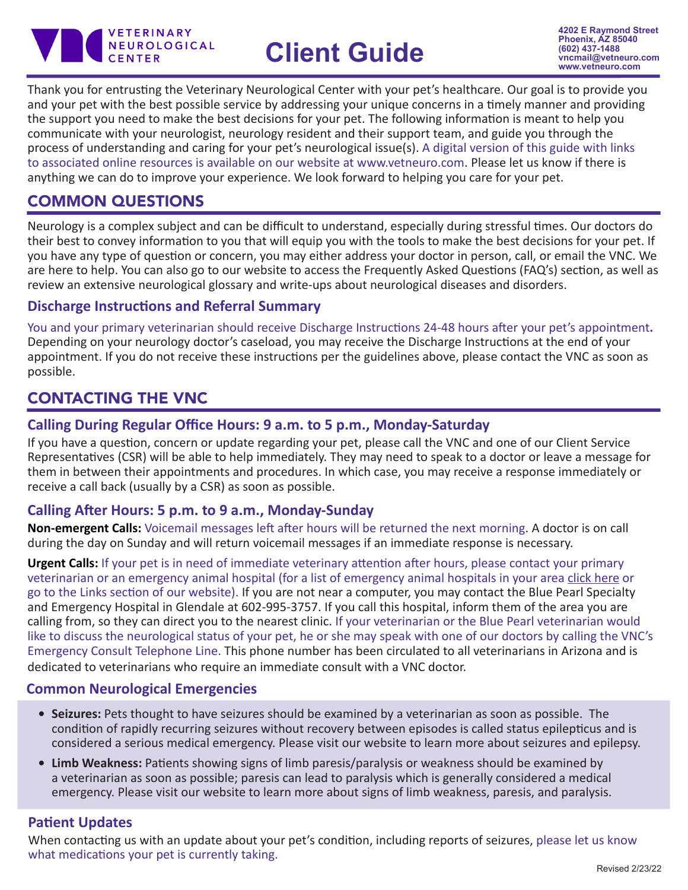VETERINARY NEUROLOGICAL CENTER

# Client Guide

4202 E Raymond Street
Phoenix, AZ 85040
(602) 437-1488
vncmail@vetneuro.com
www.vetneuro.com

Thank you for entrusting the Veterinary Neurological Center with your pet's healthcare. Our goal is to provide you and your pet with the best possible service by addressing your unique concerns in a timely manner and providing the support you need to make the best decisions for your pet. The following information is meant to help you communicate with your neurologist, neurology resident and their support team, and guide you through the process of understanding and caring for your pet's neurological issue(s). A digital version of this guide with links to associated online resources is available on our website at www.vetneuro.com. Please let us know if there is anything we can do to improve your experience. We look forward to helping you care for your pet.

## COMMON QUESTIONS

Neurology is a complex subject and can be difficult to understand, especially during stressful times. Our doctors do their best to convey information to you that will equip you with the tools to make the best decisions for your pet. If you have any type of question or concern, you may either address your doctor in person, call, or email the VNC. We are here to help. You can also go to our website to access the Frequently Asked Questions (FAQ's) section, as well as review an extensive neurological glossary and write-ups about neurological diseases and disorders.

### Discharge Instructions and Referral Summary

You and your primary veterinarian should receive Discharge Instructions 24-48 hours after your pet's appointment. Depending on your neurology doctor's caseload, you may receive the Discharge Instructions at the end of your appointment. If you do not receive these instructions per the guidelines above, please contact the VNC as soon as possible.

## CONTACTING THE VNC

### Calling During Regular Office Hours: 9 a.m. to 5 p.m., Monday-Saturday

If you have a question, concern or update regarding your pet, please call the VNC and one of our Client Service Representatives (CSR) will be able to help immediately. They may need to speak to a doctor or leave a message for them in between their appointments and procedures. In which case, you may receive a response immediately or receive a call back (usually by a CSR) as soon as possible.

### Calling After Hours: 5 p.m. to 9 a.m., Monday-Sunday

**Non-emergent Calls:** Voicemail messages left after hours will be returned the next morning. A doctor is on call during the day on Sunday and will return voicemail messages if an immediate response is necessary.

**Urgent Calls:** If your pet is in need of immediate veterinary attention after hours, please contact your primary veterinarian or an emergency animal hospital (for a list of emergency animal hospitals in your area click here or go to the Links section of our website). If you are not near a computer, you may contact the Blue Pearl Specialty and Emergency Hospital in Glendale at 602-995-3757. If you call this hospital, inform them of the area you are calling from, so they can direct you to the nearest clinic. If your veterinarian or the Blue Pearl veterinarian would like to discuss the neurological status of your pet, he or she may speak with one of our doctors by calling the VNC's Emergency Consult Telephone Line. This phone number has been circulated to all veterinarians in Arizona and is dedicated to veterinarians who require an immediate consult with a VNC doctor.

### Common Neurological Emergencies

- **Seizures:** Pets thought to have seizures should be examined by a veterinarian as soon as possible. The condition of rapidly recurring seizures without recovery between episodes is called status epilepticus and is considered a serious medical emergency. Please visit our website to learn more about seizures and epilepsy.
- **Limb Weakness:** Patients showing signs of limb paresis/paralysis or weakness should be examined by a veterinarian as soon as possible; paresis can lead to paralysis which is generally considered a medical emergency. Please visit our website to learn more about signs of limb weakness, paresis, and paralysis.

### Patient Updates

When contacting us with an update about your pet's condition, including reports of seizures, please let us know what medications your pet is currently taking.

Revised 2/23/22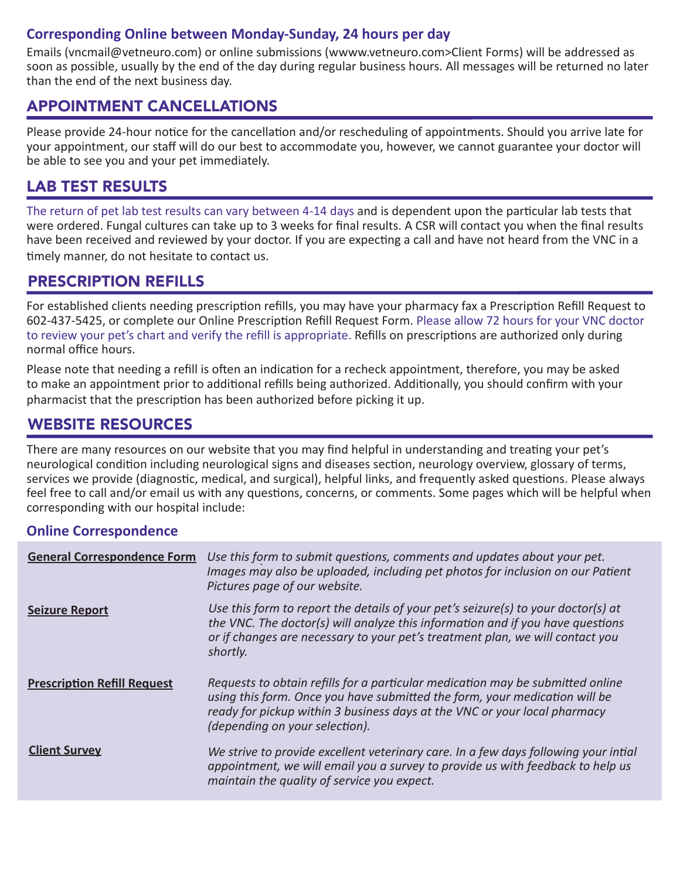### Corresponding Online between Monday-Sunday, 24 hours per day

Emails (vncmail@vetneuro.com) or online submissions (wwww.vetneuro.com>Client Forms) will be addressed as soon as possible, usually by the end of the day during regular business hours. All messages will be returned no later than the end of the next business day.

## APPOINTMENT CANCELLATIONS

Please provide 24-hour notice for the cancellation and/or rescheduling of appointments. Should you arrive late for your appointment, our staff will do our best to accommodate you, however, we cannot guarantee your doctor will be able to see you and your pet immediately.

## LAB TEST RESULTS

The return of pet lab test results can vary between 4-14 days and is dependent upon the particular lab tests that were ordered. Fungal cultures can take up to 3 weeks for final results. A CSR will contact you when the final results have been received and reviewed by your doctor. If you are expecting a call and have not heard from the VNC in a timely manner, do not hesitate to contact us.

## PRESCRIPTION REFILLS

For established clients needing prescription refills, you may have your pharmacy fax a Prescription Refill Request to 602-437-5425, or complete our Online Prescription Refill Request Form. Please allow 72 hours for your VNC doctor to review your pet's chart and verify the refill is appropriate. Refills on prescriptions are authorized only during normal office hours.

Please note that needing a refill is often an indication for a recheck appointment, therefore, you may be asked to make an appointment prior to additional refills being authorized. Additionally, you should confirm with your pharmacist that the prescription has been authorized before picking it up.

## WEBSITE RESOURCES

There are many resources on our website that you may find helpful in understanding and treating your pet's neurological condition including neurological signs and diseases section, neurology overview, glossary of terms, services we provide (diagnostic, medical, and surgical), helpful links, and frequently asked questions. Please always feel free to call and/or email us with any questions, concerns, or comments. Some pages which will be helpful when corresponding with our hospital include:

### Online Correspondence

| | |
|---|---|
| **General Correspondence Form** | *Use this form to submit questions, comments and updates about your pet. Images may also be uploaded, including pet photos for inclusion on our Patient Pictures page of our website.* |
| **Seizure Report** | *Use this form to report the details of your pet's seizure(s) to your doctor(s) at the VNC. The doctor(s) will analyze this information and if you have questions or if changes are necessary to your pet's treatment plan, we will contact you shortly.* |
| **Prescription Refill Request** | *Requests to obtain refills for a particular medication may be submitted online using this form. Once you have submitted the form, your medication will be ready for pickup within 3 business days at the VNC or your local pharmacy (depending on your selection).* |
| **Client Survey** | *We strive to provide excellent veterinary care. In a few days following your intial appointment, we will email you a survey to provide us with feedback to help us maintain the quality of service you expect.* |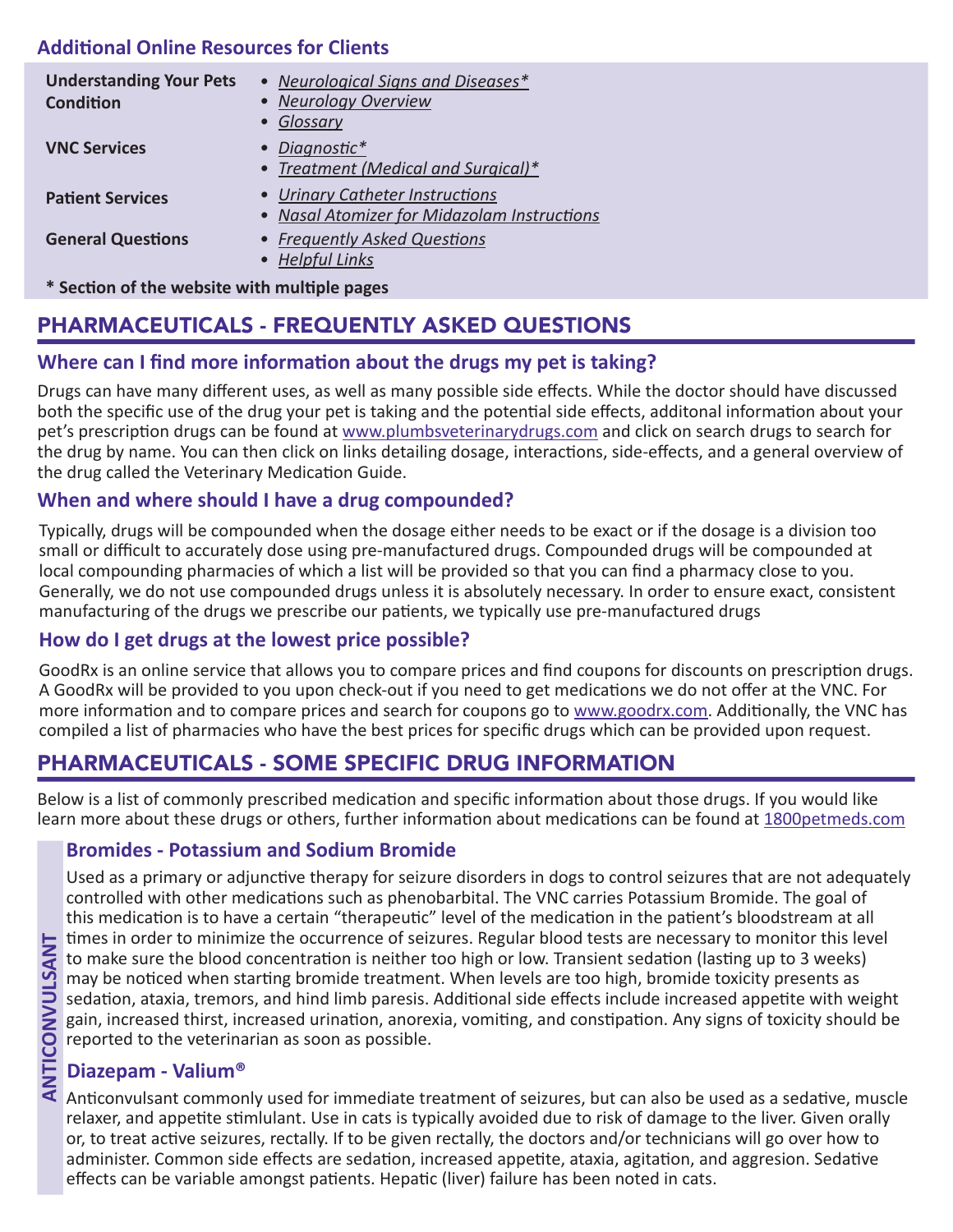### Additional Online Resources for Clients

| | |
|---|---|
| **Understanding Your Pets Condition** | • *Neurological Signs and Diseases\** <br> • *Neurology Overview* <br> • *Glossary* |
| **VNC Services** | • *Diagnostic\** <br> • *Treatment (Medical and Surgical)\** |
| **Patient Services** | • *Urinary Catheter Instructions* <br> • *Nasal Atomizer for Midazolam Instructions* |
| **General Questions** | • *Frequently Asked Questions* <br> • *Helpful Links* |

**\* Section of the website with multiple pages**

## PHARMACEUTICALS - FREQUENTLY ASKED QUESTIONS

### Where can I find more information about the drugs my pet is taking?

Drugs can have many different uses, as well as many possible side effects. While the doctor should have discussed both the specific use of the drug your pet is taking and the potential side effects, additonal information about your pet's prescription drugs can be found at www.plumbsveterinarydrugs.com and click on search drugs to search for the drug by name. You can then click on links detailing dosage, interactions, side-effects, and a general overview of the drug called the Veterinary Medication Guide.

### When and where should I have a drug compounded?

Typically, drugs will be compounded when the dosage either needs to be exact or if the dosage is a division too small or difficult to accurately dose using pre-manufactured drugs. Compounded drugs will be compounded at local compounding pharmacies of which a list will be provided so that you can find a pharmacy close to you. Generally, we do not use compounded drugs unless it is absolutely necessary. In order to ensure exact, consistent manufacturing of the drugs we prescribe our patients, we typically use pre-manufactured drugs

### How do I get drugs at the lowest price possible?

GoodRx is an online service that allows you to compare prices and find coupons for discounts on prescription drugs. A GoodRx will be provided to you upon check-out if you need to get medications we do not offer at the VNC. For more information and to compare prices and search for coupons go to www.goodrx.com. Additionally, the VNC has compiled a list of pharmacies who have the best prices for specific drugs which can be provided upon request.

## PHARMACEUTICALS - SOME SPECIFIC DRUG INFORMATION

Below is a list of commonly prescribed medication and specific information about those drugs. If you would like learn more about these drugs or others, further information about medications can be found at 1800petmeds.com

**ANTICONVULSANT**

### Bromides - Potassium and Sodium Bromide

Used as a primary or adjunctive therapy for seizure disorders in dogs to control seizures that are not adequately controlled with other medications such as phenobarbital. The VNC carries Potassium Bromide. The goal of this medication is to have a certain "therapeutic" level of the medication in the patient's bloodstream at all times in order to minimize the occurrence of seizures. Regular blood tests are necessary to monitor this level to make sure the blood concentration is neither too high or low. Transient sedation (lasting up to 3 weeks) may be noticed when starting bromide treatment. When levels are too high, bromide toxicity presents as sedation, ataxia, tremors, and hind limb paresis. Additional side effects include increased appetite with weight gain, increased thirst, increased urination, anorexia, vomiting, and constipation. Any signs of toxicity should be reported to the veterinarian as soon as possible.

### Diazepam - Valium®

Anticonvulsant commonly used for immediate treatment of seizures, but can also be used as a sedative, muscle relaxer, and appetite stimlulant. Use in cats is typically avoided due to risk of damage to the liver. Given orally or, to treat active seizures, rectally. If to be given rectally, the doctors and/or technicians will go over how to administer. Common side effects are sedation, increased appetite, ataxia, agitation, and aggresion. Sedative effects can be variable amongst patients. Hepatic (liver) failure has been noted in cats.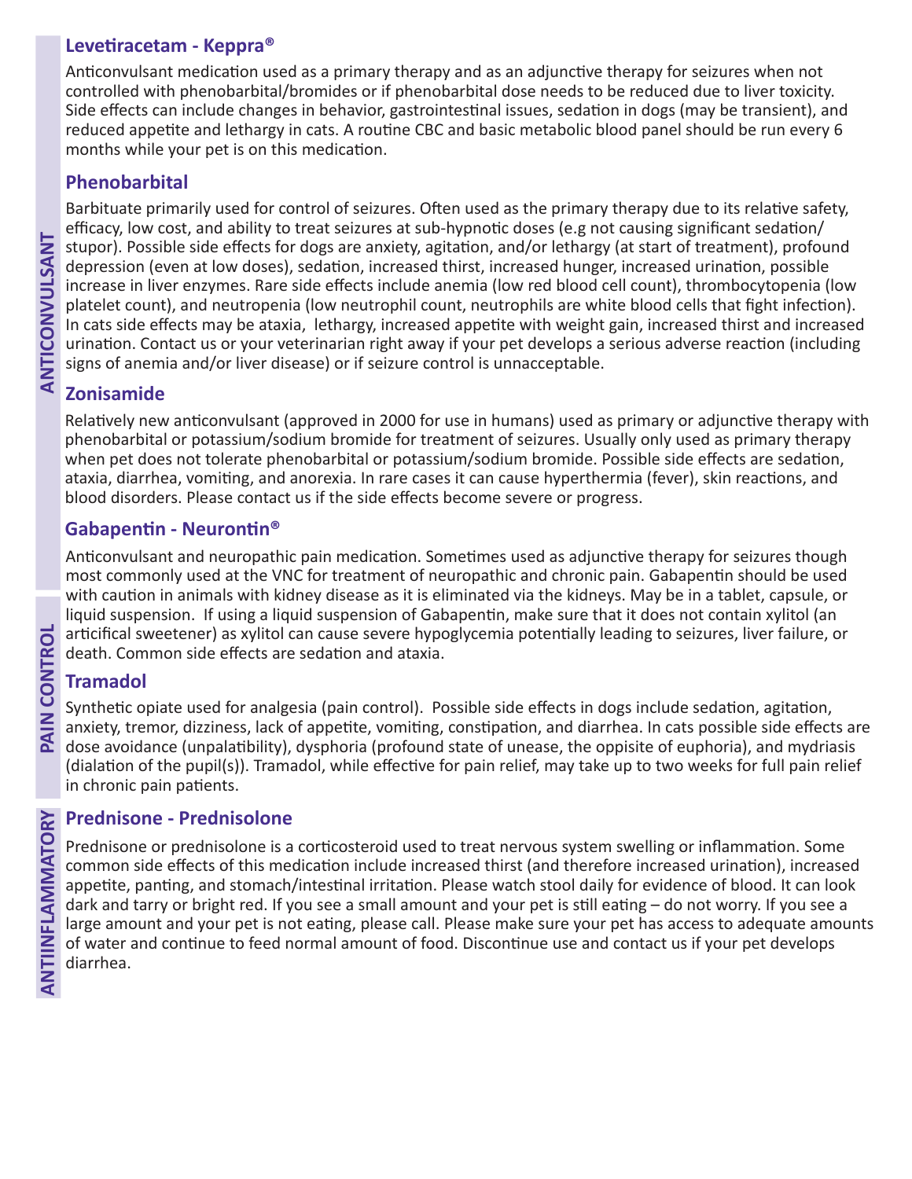## ANTICONVULSANT

### Levetiracetam - Keppra®

Anticonvulsant medication used as a primary therapy and as an adjunctive therapy for seizures when not controlled with phenobarbital/bromides or if phenobarbital dose needs to be reduced due to liver toxicity. Side effects can include changes in behavior, gastrointestinal issues, sedation in dogs (may be transient), and reduced appetite and lethargy in cats. A routine CBC and basic metabolic blood panel should be run every 6 months while your pet is on this medication.

### Phenobarbital

Barbituate primarily used for control of seizures. Often used as the primary therapy due to its relative safety, efficacy, low cost, and ability to treat seizures at sub-hypnotic doses (e.g not causing significant sedation/ stupor). Possible side effects for dogs are anxiety, agitation, and/or lethargy (at start of treatment), profound depression (even at low doses), sedation, increased thirst, increased hunger, increased urination, possible increase in liver enzymes. Rare side effects include anemia (low red blood cell count), thrombocytopenia (low platelet count), and neutropenia (low neutrophil count, neutrophils are white blood cells that fight infection). In cats side effects may be ataxia, lethargy, increased appetite with weight gain, increased thirst and increased urination. Contact us or your veterinarian right away if your pet develops a serious adverse reaction (including signs of anemia and/or liver disease) or if seizure control is unnacceptable.

### Zonisamide

Relatively new anticonvulsant (approved in 2000 for use in humans) used as primary or adjunctive therapy with phenobarbital or potassium/sodium bromide for treatment of seizures. Usually only used as primary therapy when pet does not tolerate phenobarbital or potassium/sodium bromide. Possible side effects are sedation, ataxia, diarrhea, vomiting, and anorexia. In rare cases it can cause hyperthermia (fever), skin reactions, and blood disorders. Please contact us if the side effects become severe or progress.

## PAIN CONTROL

### Gabapentin - Neurontin®

Anticonvulsant and neuropathic pain medication. Sometimes used as adjunctive therapy for seizures though most commonly used at the VNC for treatment of neuropathic and chronic pain. Gabapentin should be used with caution in animals with kidney disease as it is eliminated via the kidneys. May be in a tablet, capsule, or liquid suspension. If using a liquid suspension of Gabapentin, make sure that it does not contain xylitol (an artificial sweetener) as xylitol can cause severe hypoglycemia potentially leading to seizures, liver failure, or death. Common side effects are sedation and ataxia.

### Tramadol

Synthetic opiate used for analgesia (pain control). Possible side effects in dogs include sedation, agitation, anxiety, tremor, dizziness, lack of appetite, vomiting, constipation, and diarrhea. In cats possible side effects are dose avoidance (unpalatibility), dysphoria (profound state of unease, the oppisite of euphoria), and mydriasis (dialation of the pupil(s)). Tramadol, while effective for pain relief, may take up to two weeks for full pain relief in chronic pain patients.

## ANTIINFLAMMATORY

### Prednisone - Prednisolone

Prednisone or prednisolone is a corticosteroid used to treat nervous system swelling or inflammation. Some common side effects of this medication include increased thirst (and therefore increased urination), increased appetite, panting, and stomach/intestinal irritation. Please watch stool daily for evidence of blood. It can look dark and tarry or bright red. If you see a small amount and your pet is still eating – do not worry. If you see a large amount and your pet is not eating, please call. Please make sure your pet has access to adequate amounts of water and continue to feed normal amount of food. Discontinue use and contact us if your pet develops diarrhea.